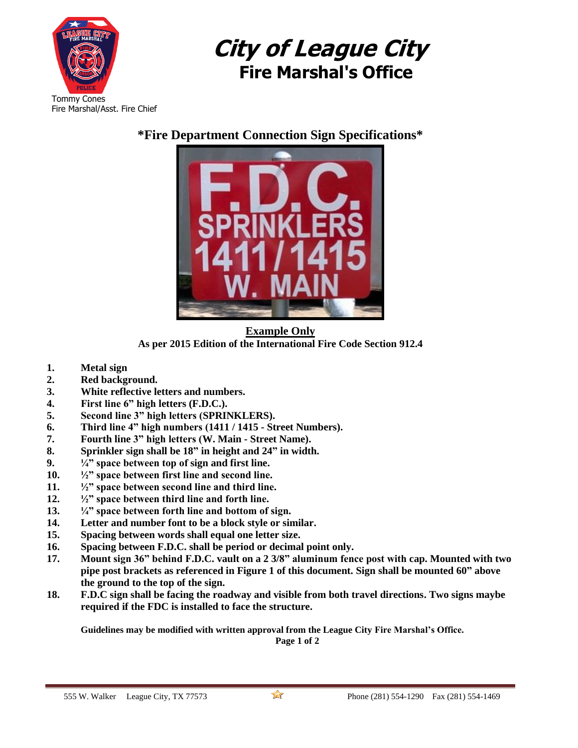# City of League City
## Fire Marshal's Office

Tommy Cones
Fire Marshal/Asst. Fire Chief

### *Fire Department Connection Sign Specifications*

**Example Only**
**As per 2015 Edition of the International Fire Code Section 912.4**

1. **Metal sign**
2. **Red background.**
3. **White reflective letters and numbers.**
4. **First line 6" high letters (F.D.C.).**
5. **Second line 3" high letters (SPRINKLERS).**
6. **Third line 4" high numbers (1411 / 1415 - Street Numbers).**
7. **Fourth line 3" high letters (W. Main - Street Name).**
8. **Sprinkler sign shall be 18" in height and 24" in width.**
9. **¼" space between top of sign and first line.**
10. **½" space between first line and second line.**
11. **½" space between second line and third line.**
12. **½" space between third line and forth line.**
13. **¼" space between forth line and bottom of sign.**
14. **Letter and number font to be a block style or similar.**
15. **Spacing between words shall equal one letter size.**
16. **Spacing between F.D.C. shall be period or decimal point only.**
17. **Mount sign 36" behind F.D.C. vault on a 2 3/8" aluminum fence post with cap. Mounted with two pipe post brackets as referenced in Figure 1 of this document. Sign shall be mounted 60" above the ground to the top of the sign.**
18. **F.D.C sign shall be facing the roadway and visible from both travel directions. Two signs maybe required if the FDC is installed to face the structure.**

**Guidelines may be modified with written approval from the League City Fire Marshal's Office.**

555 W. Walker League City, TX 77573 Phone (281) 554-1290 Fax (281) 554-1469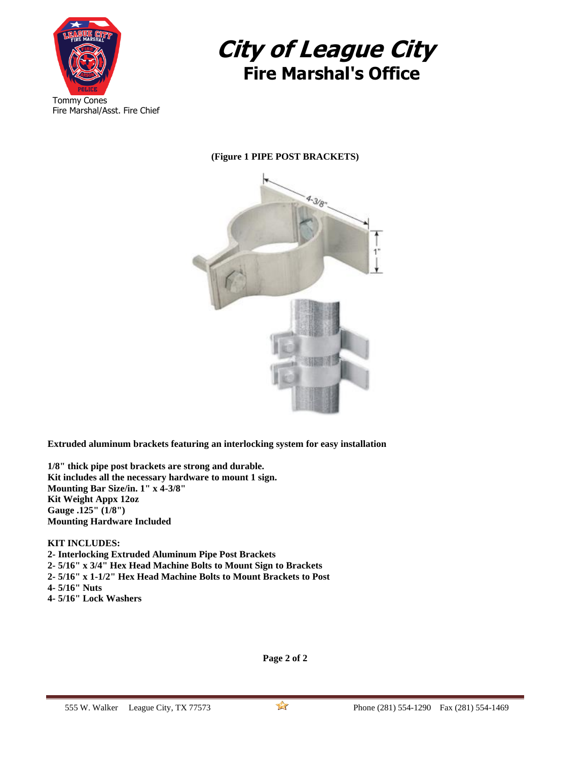# City of League City
## Fire Marshal's Office

Tommy Cones
Fire Marshal/Asst. Fire Chief

**(Figure 1 PIPE POST BRACKETS)**

4-3/8"

1"

**Extruded aluminum brackets featuring an interlocking system for easy installation**

**1/8" thick pipe post brackets are strong and durable.**
**Kit includes all the necessary hardware to mount 1 sign.**
**Mounting Bar Size/in. 1" x 4-3/8"**
**Kit Weight Appx 12oz**
**Gauge .125" (1/8")**
**Mounting Hardware Included**

**KIT INCLUDES:**
**2- Interlocking Extruded Aluminum Pipe Post Brackets**
**2- 5/16" x 3/4" Hex Head Machine Bolts to Mount Sign to Brackets**
**2- 5/16" x 1-1/2" Hex Head Machine Bolts to Mount Brackets to Post**
**4- 5/16" Nuts**
**4- 5/16" Lock Washers**

555 W. Walker League City, TX 77573 Phone (281) 554-1290 Fax (281) 554-1469